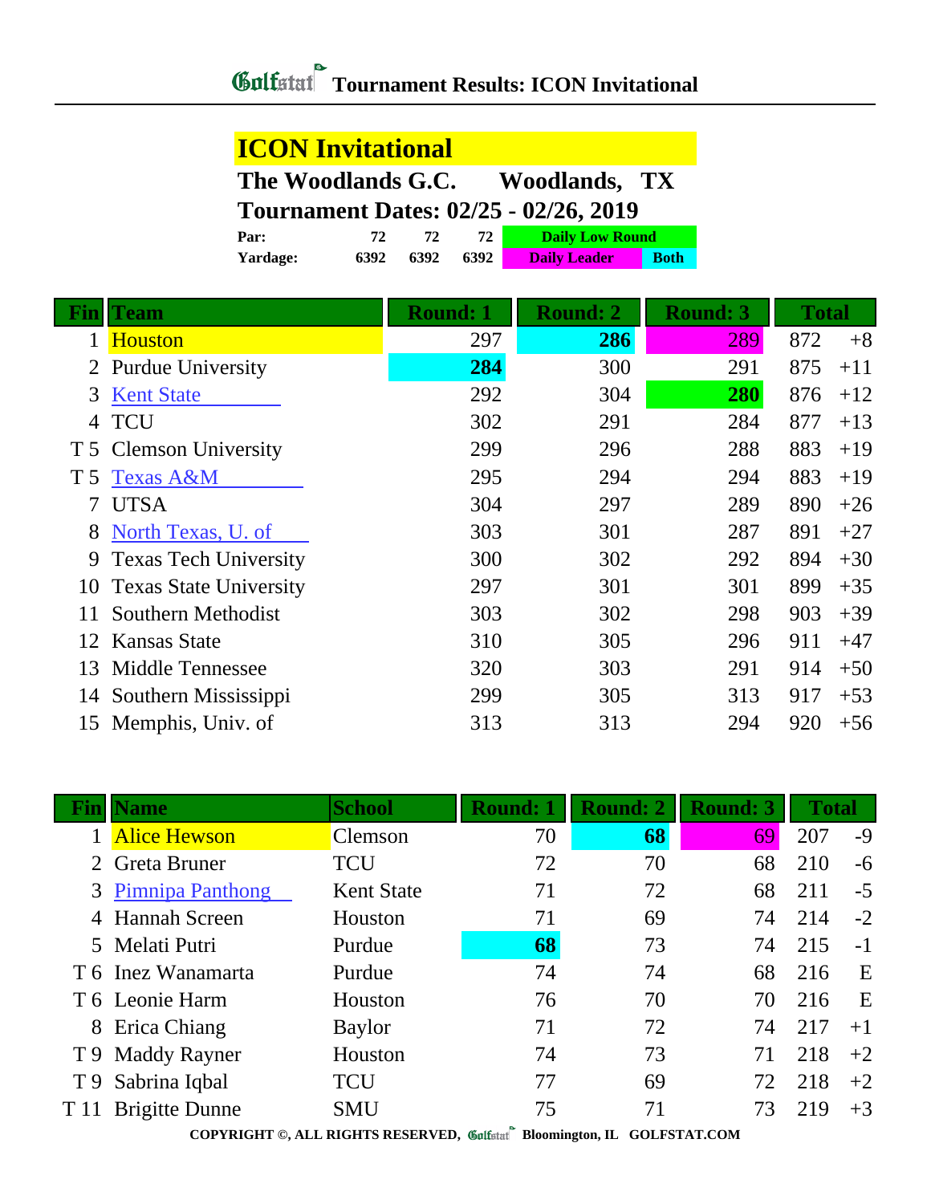# Golfstat Tournament Results: ICON Invitational

## ICON Invitational

**The Woodlands G.C. Woodlands, TX**

**Tournament Dates: 02/25 - 02/26, 2019**

| | | | | |
|---|---|---|---|---|
| **Par:** | 72 | 72 | 72 | Daily Low Round |
| **Yardage:** | 6392 | 6392 | 6392 | Daily Leader / Both |

| Fin | Team | Round: 1 | Round: 2 | Round: 3 | Total | |
|---|---|---|---|---|---|---|
| 1 | Houston | 297 | **286** | 289 | 872 | +8 |
| 2 | Purdue University | **284** | 300 | 291 | 875 | +11 |
| 3 | Kent State | 292 | 304 | **280** | 876 | +12 |
| 4 | TCU | 302 | 291 | 284 | 877 | +13 |
| T 5 | Clemson University | 299 | 296 | 288 | 883 | +19 |
| T 5 | Texas A&M | 295 | 294 | 294 | 883 | +19 |
| 7 | UTSA | 304 | 297 | 289 | 890 | +26 |
| 8 | North Texas, U. of | 303 | 301 | 287 | 891 | +27 |
| 9 | Texas Tech University | 300 | 302 | 292 | 894 | +30 |
| 10 | Texas State University | 297 | 301 | 301 | 899 | +35 |
| 11 | Southern Methodist | 303 | 302 | 298 | 903 | +39 |
| 12 | Kansas State | 310 | 305 | 296 | 911 | +47 |
| 13 | Middle Tennessee | 320 | 303 | 291 | 914 | +50 |
| 14 | Southern Mississippi | 299 | 305 | 313 | 917 | +53 |
| 15 | Memphis, Univ. of | 313 | 313 | 294 | 920 | +56 |

| Fin | Name | School | Round: 1 | Round: 2 | Round: 3 | Total | |
|---|---|---|---|---|---|---|---|
| 1 | Alice Hewson | Clemson | 70 | **68** | 69 | 207 | -9 |
| 2 | Greta Bruner | TCU | 72 | 70 | 68 | 210 | -6 |
| 3 | Pimnipa Panthong | Kent State | 71 | 72 | 68 | 211 | -5 |
| 4 | Hannah Screen | Houston | 71 | 69 | 74 | 214 | -2 |
| 5 | Melati Putri | Purdue | **68** | 73 | 74 | 215 | -1 |
| T 6 | Inez Wanamarta | Purdue | 74 | 74 | 68 | 216 | E |
| T 6 | Leonie Harm | Houston | 76 | 70 | 70 | 216 | E |
| 8 | Erica Chiang | Baylor | 71 | 72 | 74 | 217 | +1 |
| T 9 | Maddy Rayner | Houston | 74 | 73 | 71 | 218 | +2 |
| T 9 | Sabrina Iqbal | TCU | 77 | 69 | 72 | 218 | +2 |
| T 11 | Brigitte Dunne | SMU | 75 | 71 | 73 | 219 | +3 |

COPYRIGHT ©, ALL RIGHTS RESERVED, Golfstat Bloomington, IL GOLFSTAT.COM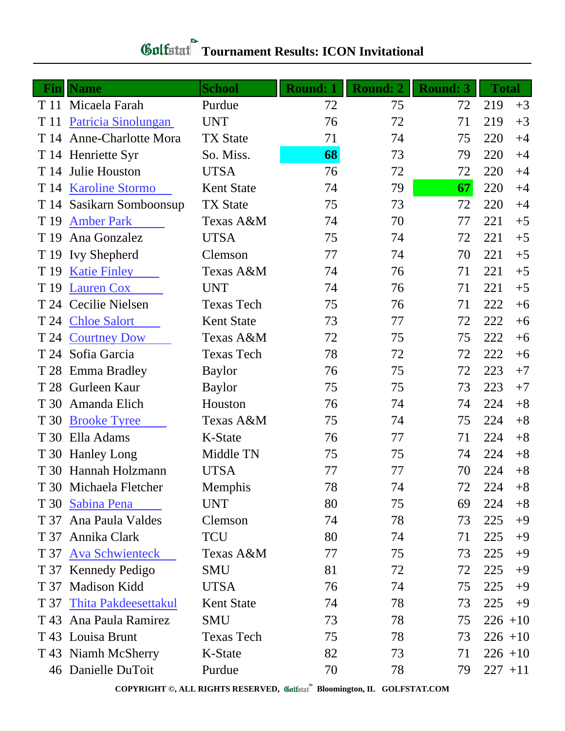# Golfstat Tournament Results: ICON Invitational

| Fin | Name | School | Round: 1 | Round: 2 | Round: 3 | Total | |
|---|---|---|---|---|---|---|---|
| T 11 | Micaela Farah | Purdue | 72 | 75 | 72 | 219 | +3 |
| T 11 | Patricia Sinolungan | UNT | 76 | 72 | 71 | 219 | +3 |
| T 14 | Anne-Charlotte Mora | TX State | 71 | 74 | 75 | 220 | +4 |
| T 14 | Henriette Syr | So. Miss. | **68** | 73 | 79 | 220 | +4 |
| T 14 | Julie Houston | UTSA | 76 | 72 | 72 | 220 | +4 |
| T 14 | Karoline Stormo | Kent State | 74 | 79 | **67** | 220 | +4 |
| T 14 | Sasikarn Somboonsup | TX State | 75 | 73 | 72 | 220 | +4 |
| T 19 | Amber Park | Texas A&M | 74 | 70 | 77 | 221 | +5 |
| T 19 | Ana Gonzalez | UTSA | 75 | 74 | 72 | 221 | +5 |
| T 19 | Ivy Shepherd | Clemson | 77 | 74 | 70 | 221 | +5 |
| T 19 | Katie Finley | Texas A&M | 74 | 76 | 71 | 221 | +5 |
| T 19 | Lauren Cox | UNT | 74 | 76 | 71 | 221 | +5 |
| T 24 | Cecilie Nielsen | Texas Tech | 75 | 76 | 71 | 222 | +6 |
| T 24 | Chloe Salort | Kent State | 73 | 77 | 72 | 222 | +6 |
| T 24 | Courtney Dow | Texas A&M | 72 | 75 | 75 | 222 | +6 |
| T 24 | Sofia Garcia | Texas Tech | 78 | 72 | 72 | 222 | +6 |
| T 28 | Emma Bradley | Baylor | 76 | 75 | 72 | 223 | +7 |
| T 28 | Gurleen Kaur | Baylor | 75 | 75 | 73 | 223 | +7 |
| T 30 | Amanda Elich | Houston | 76 | 74 | 74 | 224 | +8 |
| T 30 | Brooke Tyree | Texas A&M | 75 | 74 | 75 | 224 | +8 |
| T 30 | Ella Adams | K-State | 76 | 77 | 71 | 224 | +8 |
| T 30 | Hanley Long | Middle TN | 75 | 75 | 74 | 224 | +8 |
| T 30 | Hannah Holzmann | UTSA | 77 | 77 | 70 | 224 | +8 |
| T 30 | Michaela Fletcher | Memphis | 78 | 74 | 72 | 224 | +8 |
| T 30 | Sabina Pena | UNT | 80 | 75 | 69 | 224 | +8 |
| T 37 | Ana Paula Valdes | Clemson | 74 | 78 | 73 | 225 | +9 |
| T 37 | Annika Clark | TCU | 80 | 74 | 71 | 225 | +9 |
| T 37 | Ava Schwienteck | Texas A&M | 77 | 75 | 73 | 225 | +9 |
| T 37 | Kennedy Pedigo | SMU | 81 | 72 | 72 | 225 | +9 |
| T 37 | Madison Kidd | UTSA | 76 | 74 | 75 | 225 | +9 |
| T 37 | Thita Pakdeesettakul | Kent State | 74 | 78 | 73 | 225 | +9 |
| T 43 | Ana Paula Ramirez | SMU | 73 | 78 | 75 | 226 | +10 |
| T 43 | Louisa Brunt | Texas Tech | 75 | 78 | 73 | 226 | +10 |
| T 43 | Niamh McSherry | K-State | 82 | 73 | 71 | 226 | +10 |
| 46 | Danielle DuToit | Purdue | 70 | 78 | 79 | 227 | +11 |

**COPYRIGHT ©, ALL RIGHTS RESERVED, Golfstat Bloomington, IL GOLFSTAT.COM**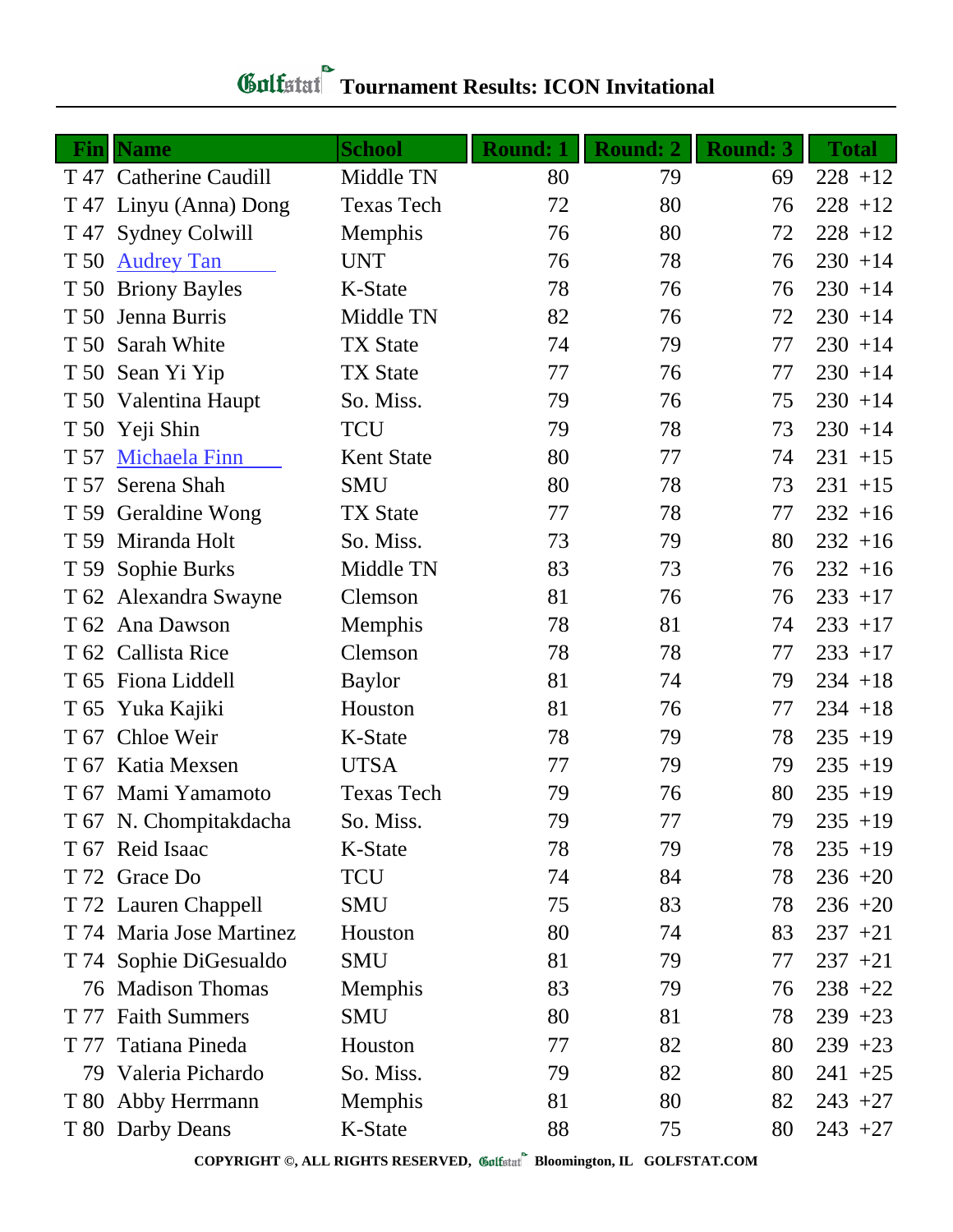# Golfstat Tournament Results: ICON Invitational

| Fin | Name | School | Round: 1 | Round: 2 | Round: 3 | Total |
|---|---|---|---|---|---|---|
| T 47 | Catherine Caudill | Middle TN | 80 | 79 | 69 | 228 +12 |
| T 47 | Linyu (Anna) Dong | Texas Tech | 72 | 80 | 76 | 228 +12 |
| T 47 | Sydney Colwill | Memphis | 76 | 80 | 72 | 228 +12 |
| T 50 | Audrey Tan | UNT | 76 | 78 | 76 | 230 +14 |
| T 50 | Briony Bayles | K-State | 78 | 76 | 76 | 230 +14 |
| T 50 | Jenna Burris | Middle TN | 82 | 76 | 72 | 230 +14 |
| T 50 | Sarah White | TX State | 74 | 79 | 77 | 230 +14 |
| T 50 | Sean Yi Yip | TX State | 77 | 76 | 77 | 230 +14 |
| T 50 | Valentina Haupt | So. Miss. | 79 | 76 | 75 | 230 +14 |
| T 50 | Yeji Shin | TCU | 79 | 78 | 73 | 230 +14 |
| T 57 | Michaela Finn | Kent State | 80 | 77 | 74 | 231 +15 |
| T 57 | Serena Shah | SMU | 80 | 78 | 73 | 231 +15 |
| T 59 | Geraldine Wong | TX State | 77 | 78 | 77 | 232 +16 |
| T 59 | Miranda Holt | So. Miss. | 73 | 79 | 80 | 232 +16 |
| T 59 | Sophie Burks | Middle TN | 83 | 73 | 76 | 232 +16 |
| T 62 | Alexandra Swayne | Clemson | 81 | 76 | 76 | 233 +17 |
| T 62 | Ana Dawson | Memphis | 78 | 81 | 74 | 233 +17 |
| T 62 | Callista Rice | Clemson | 78 | 78 | 77 | 233 +17 |
| T 65 | Fiona Liddell | Baylor | 81 | 74 | 79 | 234 +18 |
| T 65 | Yuka Kajiki | Houston | 81 | 76 | 77 | 234 +18 |
| T 67 | Chloe Weir | K-State | 78 | 79 | 78 | 235 +19 |
| T 67 | Katia Mexsen | UTSA | 77 | 79 | 79 | 235 +19 |
| T 67 | Mami Yamamoto | Texas Tech | 79 | 76 | 80 | 235 +19 |
| T 67 | N. Chompitakdacha | So. Miss. | 79 | 77 | 79 | 235 +19 |
| T 67 | Reid Isaac | K-State | 78 | 79 | 78 | 235 +19 |
| T 72 | Grace Do | TCU | 74 | 84 | 78 | 236 +20 |
| T 72 | Lauren Chappell | SMU | 75 | 83 | 78 | 236 +20 |
| T 74 | Maria Jose Martinez | Houston | 80 | 74 | 83 | 237 +21 |
| T 74 | Sophie DiGesualdo | SMU | 81 | 79 | 77 | 237 +21 |
| 76 | Madison Thomas | Memphis | 83 | 79 | 76 | 238 +22 |
| T 77 | Faith Summers | SMU | 80 | 81 | 78 | 239 +23 |
| T 77 | Tatiana Pineda | Houston | 77 | 82 | 80 | 239 +23 |
| 79 | Valeria Pichardo | So. Miss. | 79 | 82 | 80 | 241 +25 |
| T 80 | Abby Herrmann | Memphis | 81 | 80 | 82 | 243 +27 |
| T 80 | Darby Deans | K-State | 88 | 75 | 80 | 243 +27 |

COPYRIGHT ©, ALL RIGHTS RESERVED, Golfstat Bloomington, IL GOLFSTAT.COM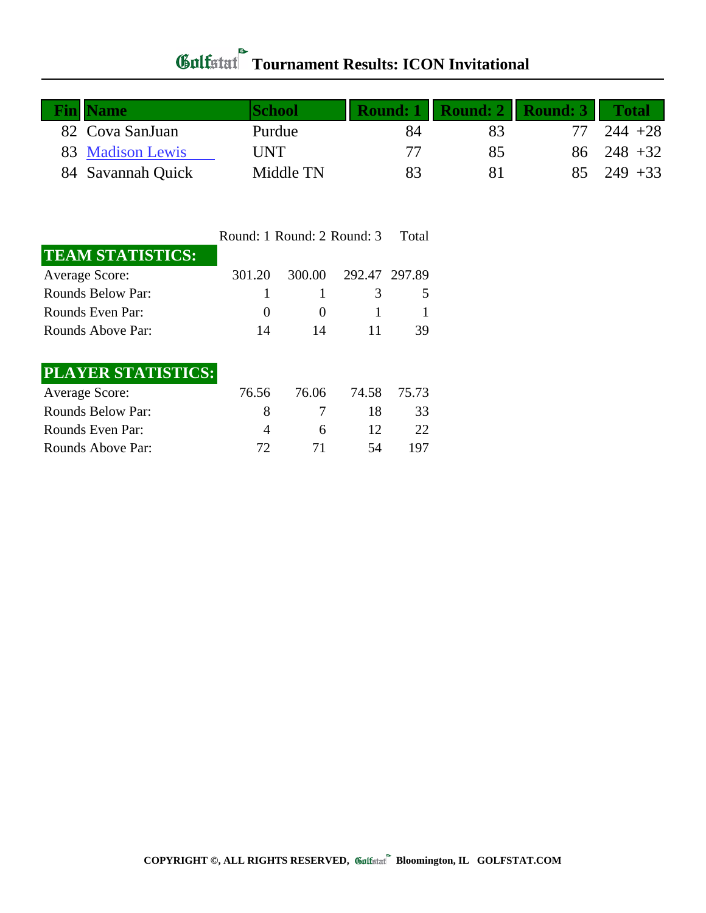# Golfstat Tournament Results: ICON Invitational

| Fin | Name | School | Round: 1 | Round: 2 | Round: 3 | Total | |
|---|---|---|---|---|---|---|---|
| 82 | Cova SanJuan | Purdue | 84 | 83 | 77 | 244 | +28 |
| 83 | Madison Lewis | UNT | 77 | 85 | 86 | 248 | +32 |
| 84 | Savannah Quick | Middle TN | 83 | 81 | 85 | 249 | +33 |

| TEAM STATISTICS: | Round: 1 | Round: 2 | Round: 3 | Total |
|---|---|---|---|---|
| Average Score: | 301.20 | 300.00 | 292.47 | 297.89 |
| Rounds Below Par: | 1 | 1 | 3 | 5 |
| Rounds Even Par: | 0 | 0 | 1 | 1 |
| Rounds Above Par: | 14 | 14 | 11 | 39 |

| PLAYER STATISTICS: | Round: 1 | Round: 2 | Round: 3 | Total |
|---|---|---|---|---|
| Average Score: | 76.56 | 76.06 | 74.58 | 75.73 |
| Rounds Below Par: | 8 | 7 | 18 | 33 |
| Rounds Even Par: | 4 | 6 | 12 | 22 |
| Rounds Above Par: | 72 | 71 | 54 | 197 |

**COPYRIGHT ©, ALL RIGHTS RESERVED, Golfstat Bloomington, IL GOLFSTAT.COM**